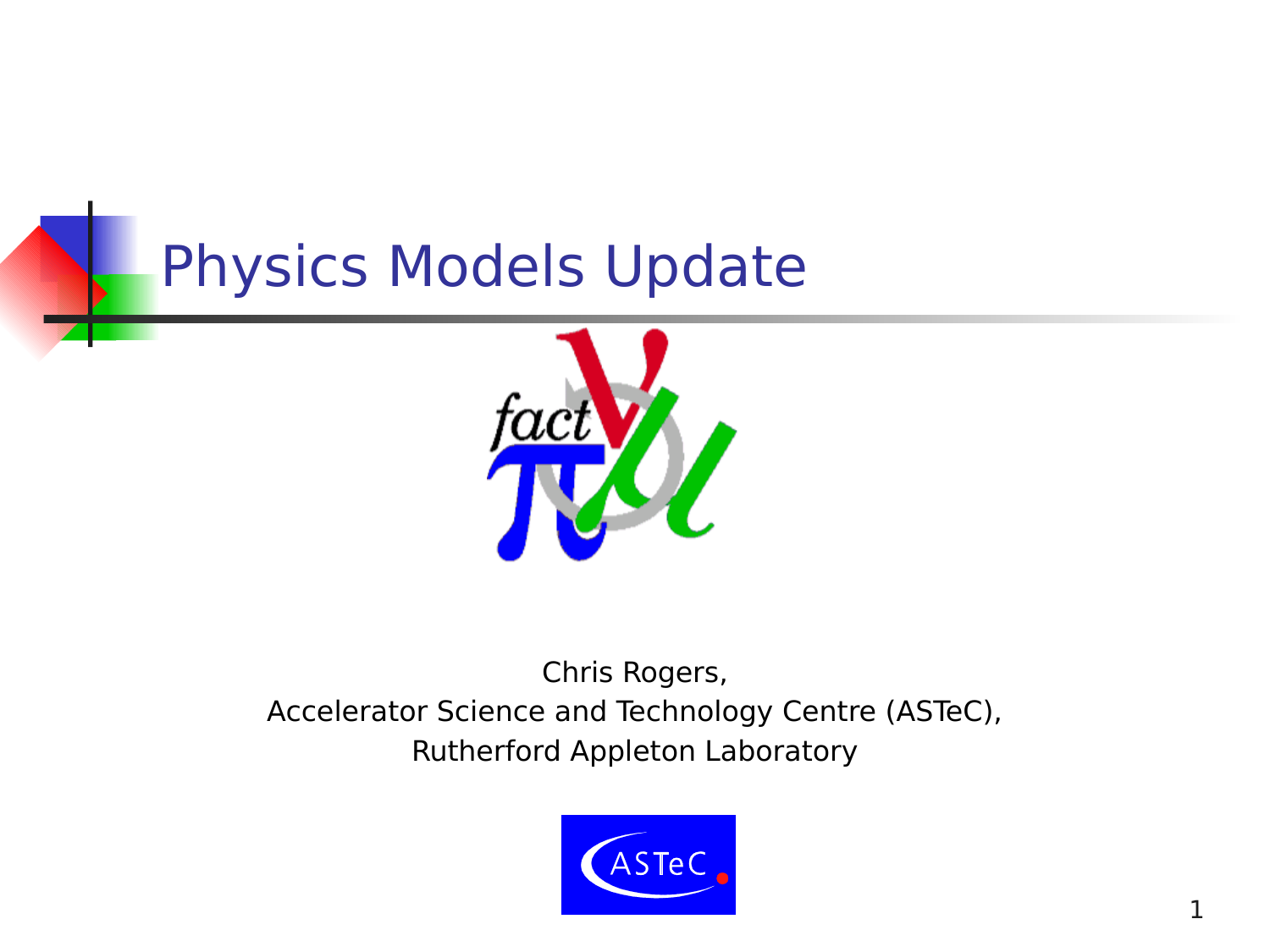# Physics Models Update

Chris Rogers,

Accelerator Science and Technology Centre (ASTeC),

Rutherford Appleton Laboratory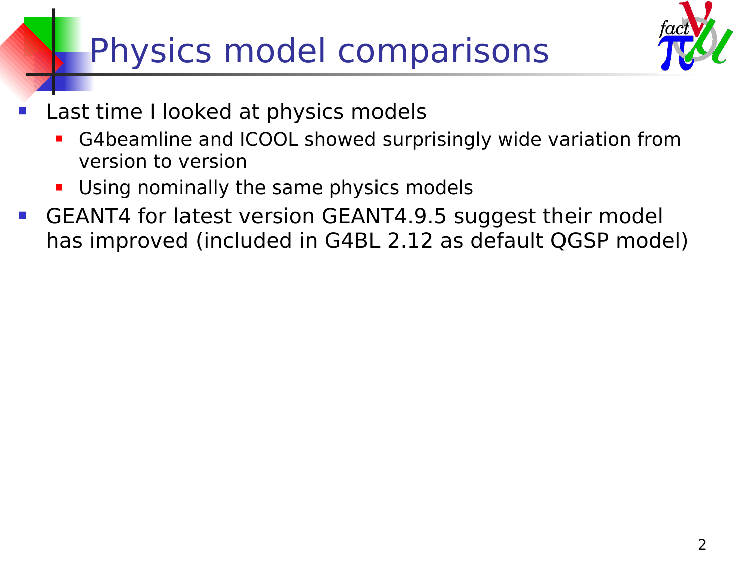# Physics model comparisons

- Last time I looked at physics models
  - G4beamline and ICOOL showed surprisingly wide variation from version to version
  - Using nominally the same physics models
- GEANT4 for latest version GEANT4.9.5 suggest their model has improved (included in G4BL 2.12 as default QGSP model)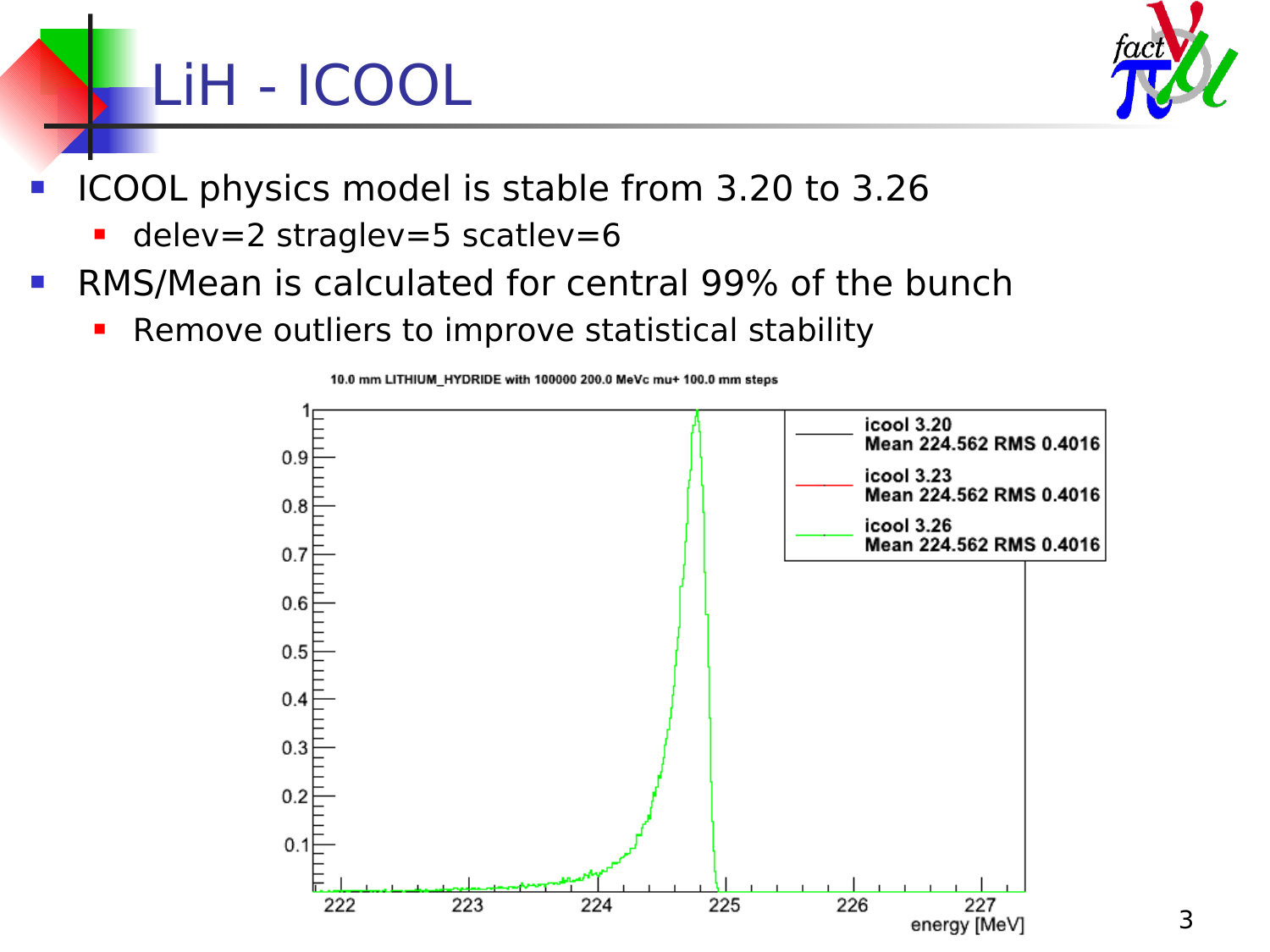# LiH - ICOOL

- ICOOL physics model is stable from 3.20 to 3.26
  - delev=2 straglev=5 scatlev=6
- RMS/Mean is calculated for central 99% of the bunch
  - Remove outliers to improve statistical stability

10.0 mm LITHIUM_HYDRIDE with 100000 200.0 MeVc mu+ 100.0 mm steps

| Version | Mean | RMS |
|---|---|---|
| icool 3.20 | 224.562 | 0.4016 |
| icool 3.23 | 224.562 | 0.4016 |
| icool 3.26 | 224.562 | 0.4016 |

energy [MeV]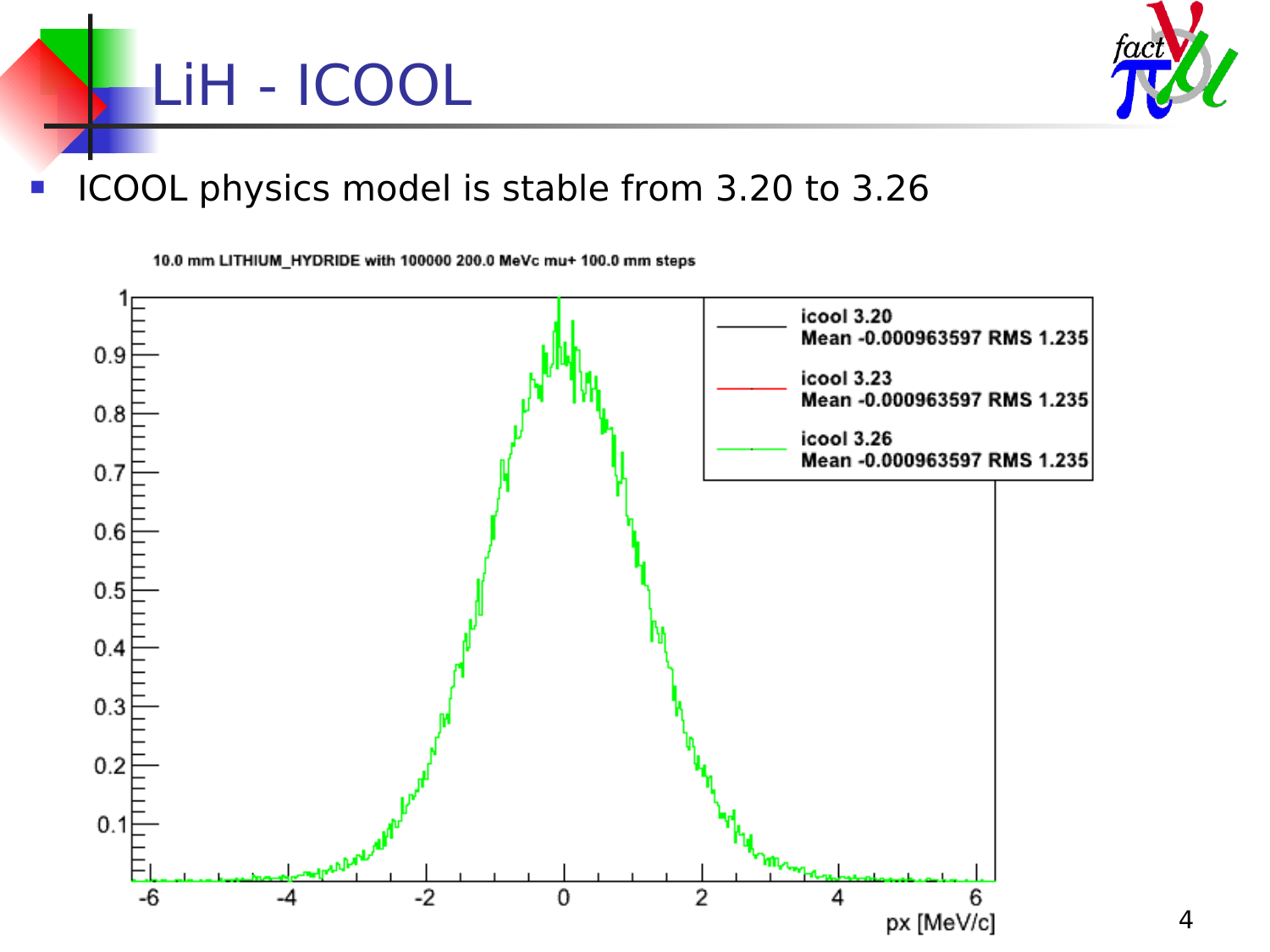# LiH - ICOOL

- ICOOL physics model is stable from 3.20 to 3.26

10.0 mm LITHIUM_HYDRIDE with 100000 200.0 MeVc mu+ 100.0 mm steps

| | |
|---|---|
| icool 3.20 | Mean -0.000963597 RMS 1.235 |
| icool 3.23 | Mean -0.000963597 RMS 1.235 |
| icool 3.26 | Mean -0.000963597 RMS 1.235 |

px [MeV/c]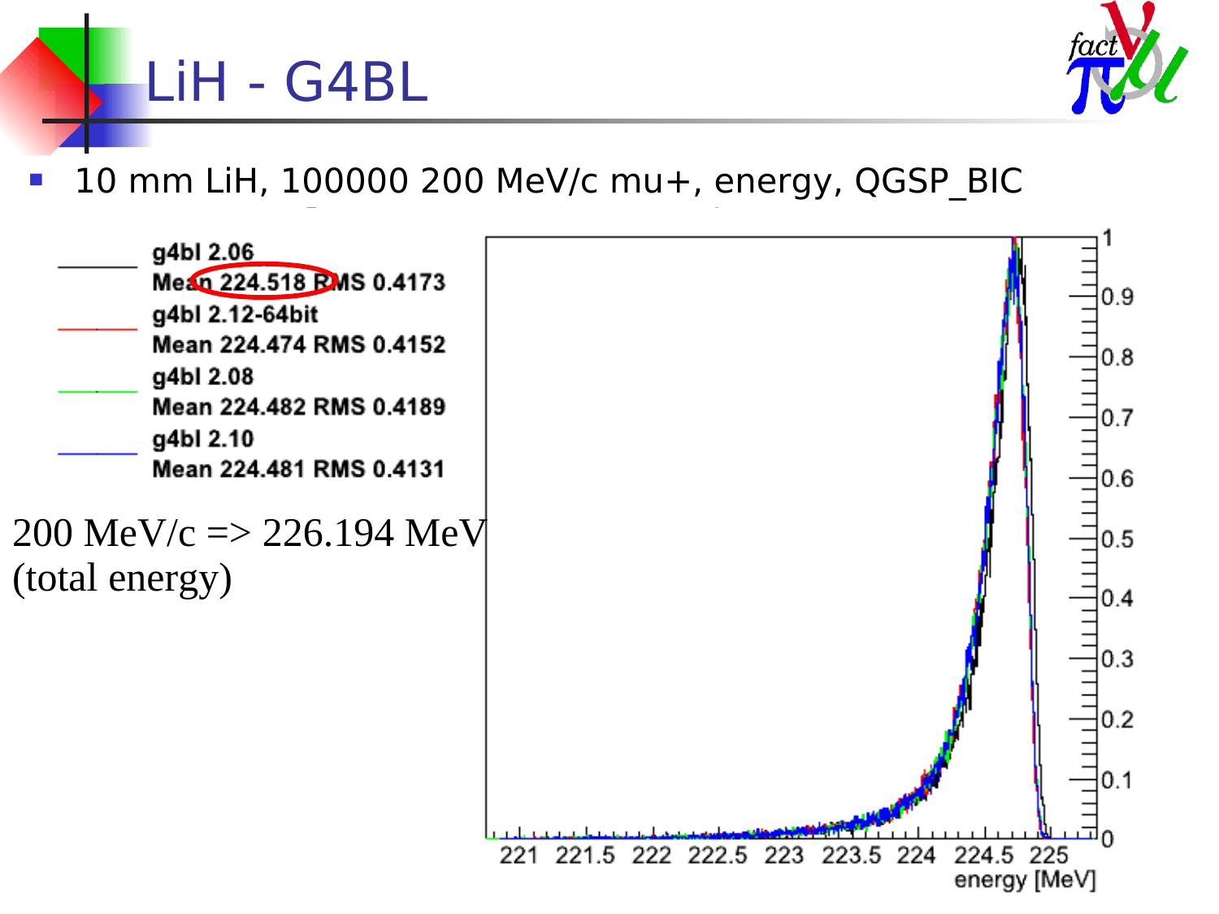# LiH - G4BL

- 10 mm LiH, 100000 200 MeV/c mu+, energy, QGSP_BIC

g4bl 2.06
Mean 224.518 RMS 0.4173

g4bl 2.12-64bit
Mean 224.474 RMS 0.4152

g4bl 2.08
Mean 224.482 RMS 0.4189

g4bl 2.10
Mean 224.481 RMS 0.4131

200 MeV/c => 226.194 MeV (total energy)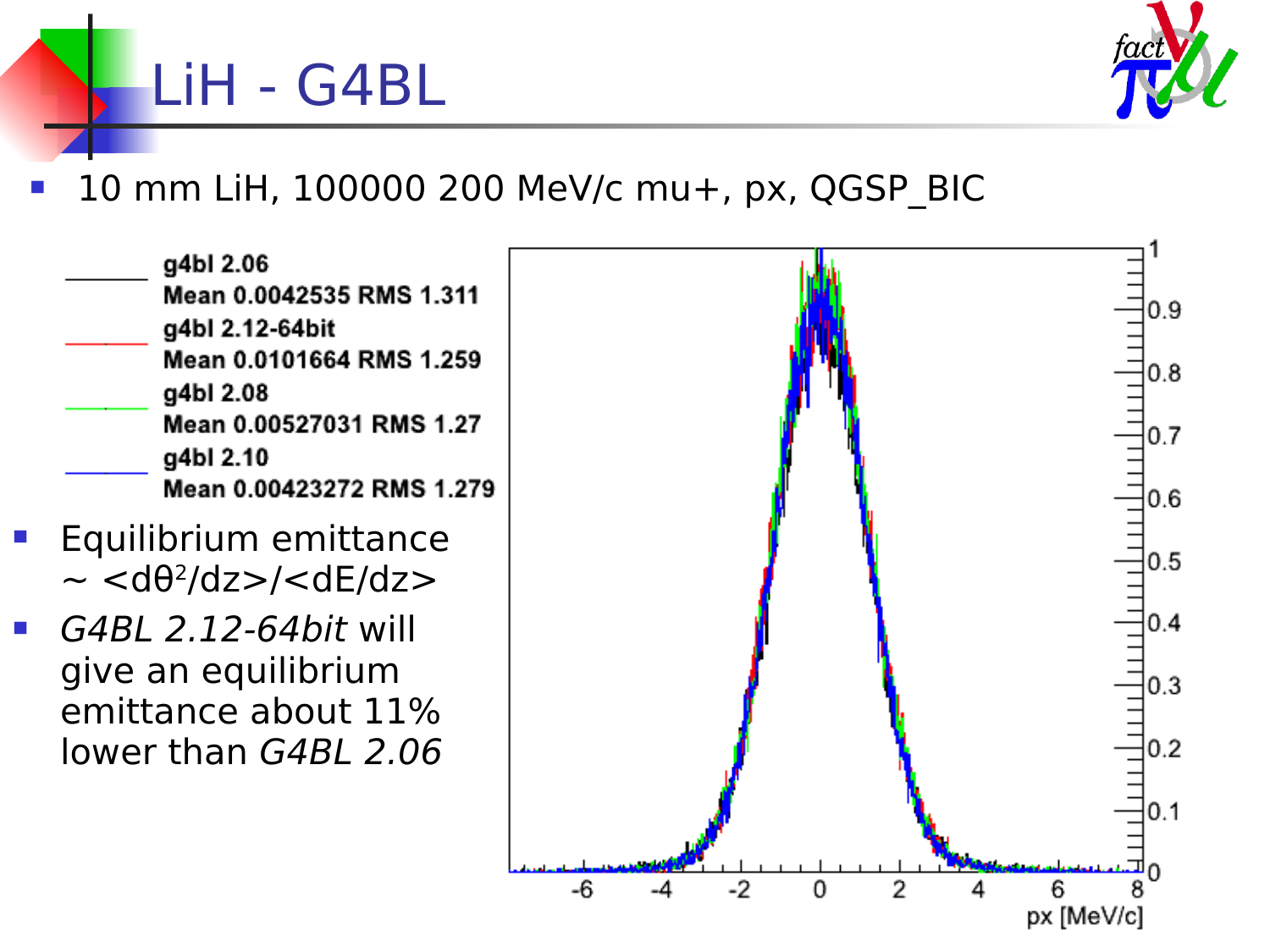# LiH - G4BL

- 10 mm LiH, 100000 200 MeV/c mu+, px, QGSP_BIC

g4bl 2.06
Mean 0.0042535 RMS 1.311
g4bl 2.12-64bit
Mean 0.0101664 RMS 1.259
g4bl 2.08
Mean 0.00527031 RMS 1.27
g4bl 2.10
Mean 0.00423272 RMS 1.279

- Equilibrium emittance $\sim \langle d\theta^2/dz \rangle / \langle dE/dz \rangle$
- *G4BL 2.12-64bit* will give an equilibrium emittance about 11% lower than *G4BL 2.06*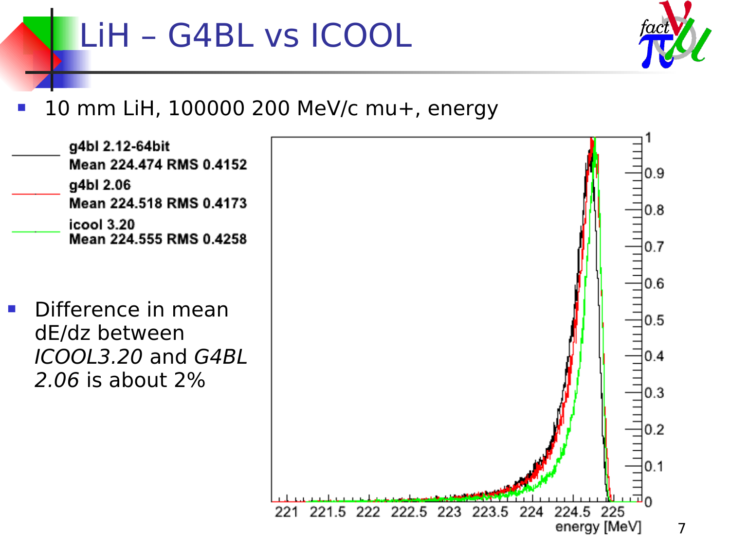# LiH – G4BL vs ICOOL

- 10 mm LiH, 100000 200 MeV/c mu+, energy

g4bl 2.12-64bit
Mean 224.474 RMS 0.4152

g4bl 2.06
Mean 224.518 RMS 0.4173

icool 3.20
Mean 224.555 RMS 0.4258

- Difference in mean dE/dz between *ICOOL3.20* and *G4BL 2.06* is about 2%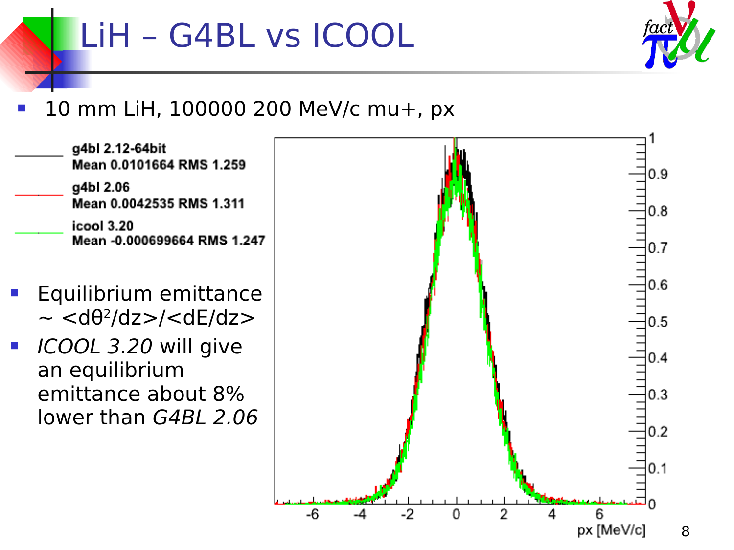# LiH – G4BL vs ICOOL

- 10 mm LiH, 100000 200 MeV/c mu+, px

g4bl 2.12-64bit
Mean 0.0101664 RMS 1.259

g4bl 2.06
Mean 0.0042535 RMS 1.311

icool 3.20
Mean -0.000699664 RMS 1.247

- Equilibrium emittance ~ $\langle d\theta^2/dz \rangle / \langle dE/dz \rangle$
- *ICOOL 3.20* will give an equilibrium emittance about 8% lower than *G4BL 2.06*

px [MeV/c]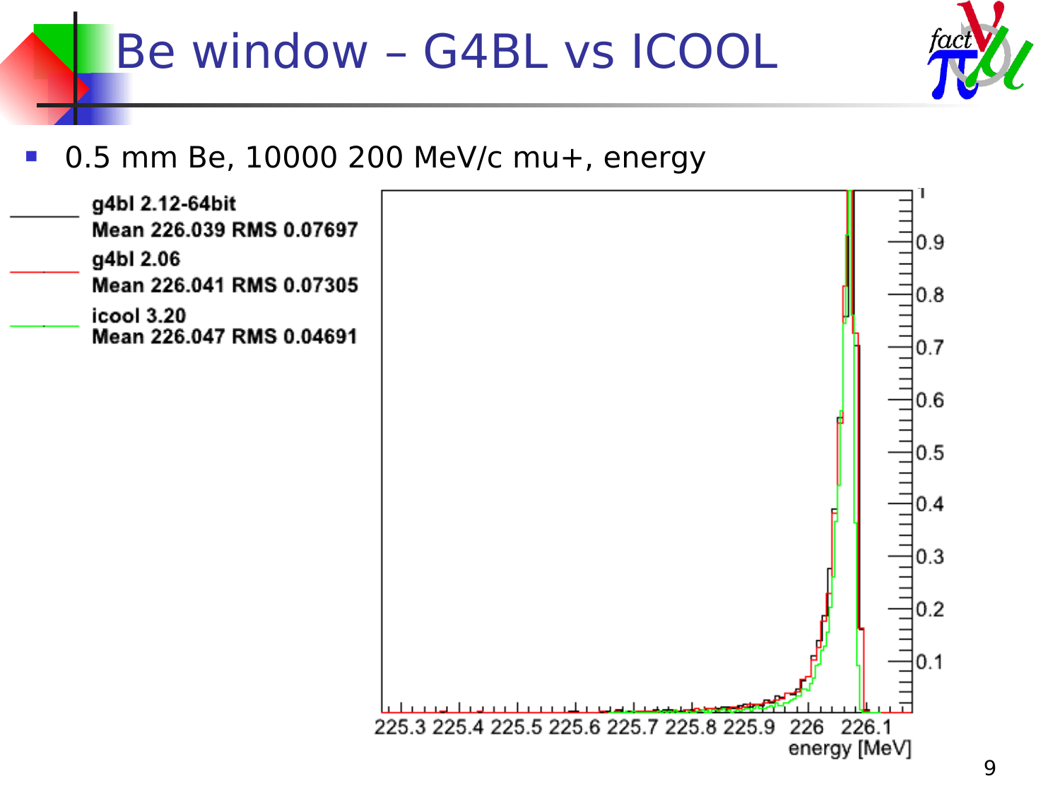# Be window – G4BL vs ICOOL

- 0.5 mm Be, 10000 200 MeV/c mu+, energy

g4bl 2.12-64bit
Mean 226.039 RMS 0.07697

g4bl 2.06
Mean 226.041 RMS 0.07305

icool 3.20
Mean 226.047 RMS 0.04691

energy [MeV]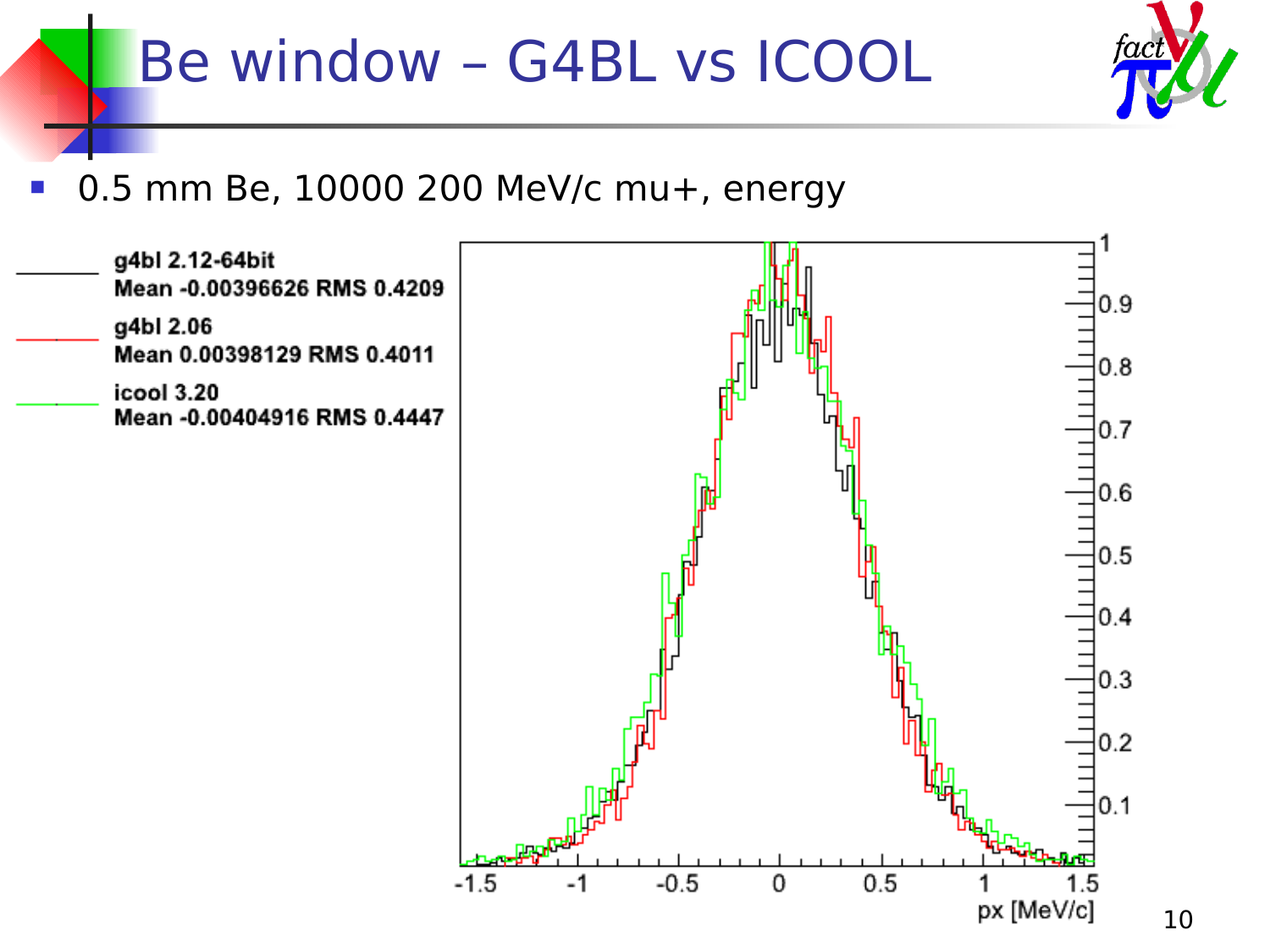# Be window – G4BL vs ICOOL

- 0.5 mm Be, 10000 200 MeV/c mu+, energy

g4bl 2.12-64bit
Mean -0.00396626 RMS 0.4209

g4bl 2.06
Mean 0.00398129 RMS 0.4011

icool 3.20
Mean -0.00404916 RMS 0.4447

px [MeV/c]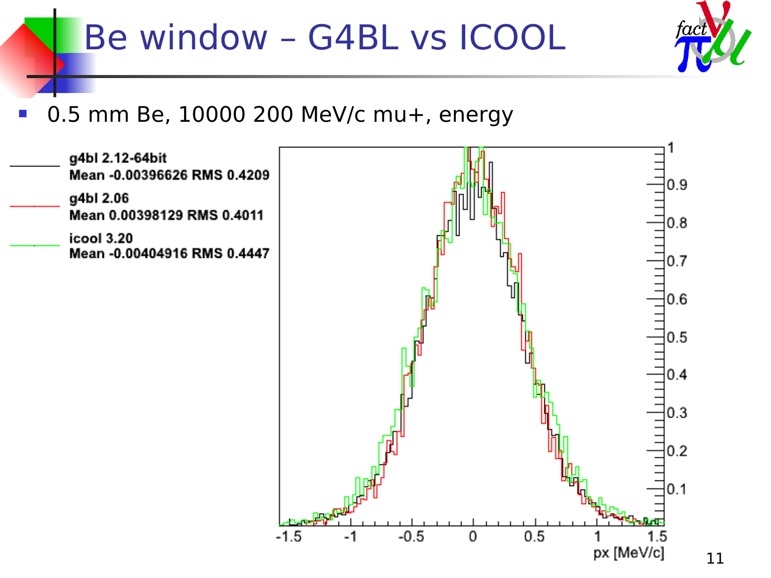# Be window – G4BL vs ICOOL

- 0.5 mm Be, 10000 200 MeV/c mu+, energy

g4bl 2.12-64bit
Mean -0.00396626 RMS 0.4209

g4bl 2.06
Mean 0.00398129 RMS 0.4011

icool 3.20
Mean -0.00404916 RMS 0.4447

px [MeV/c]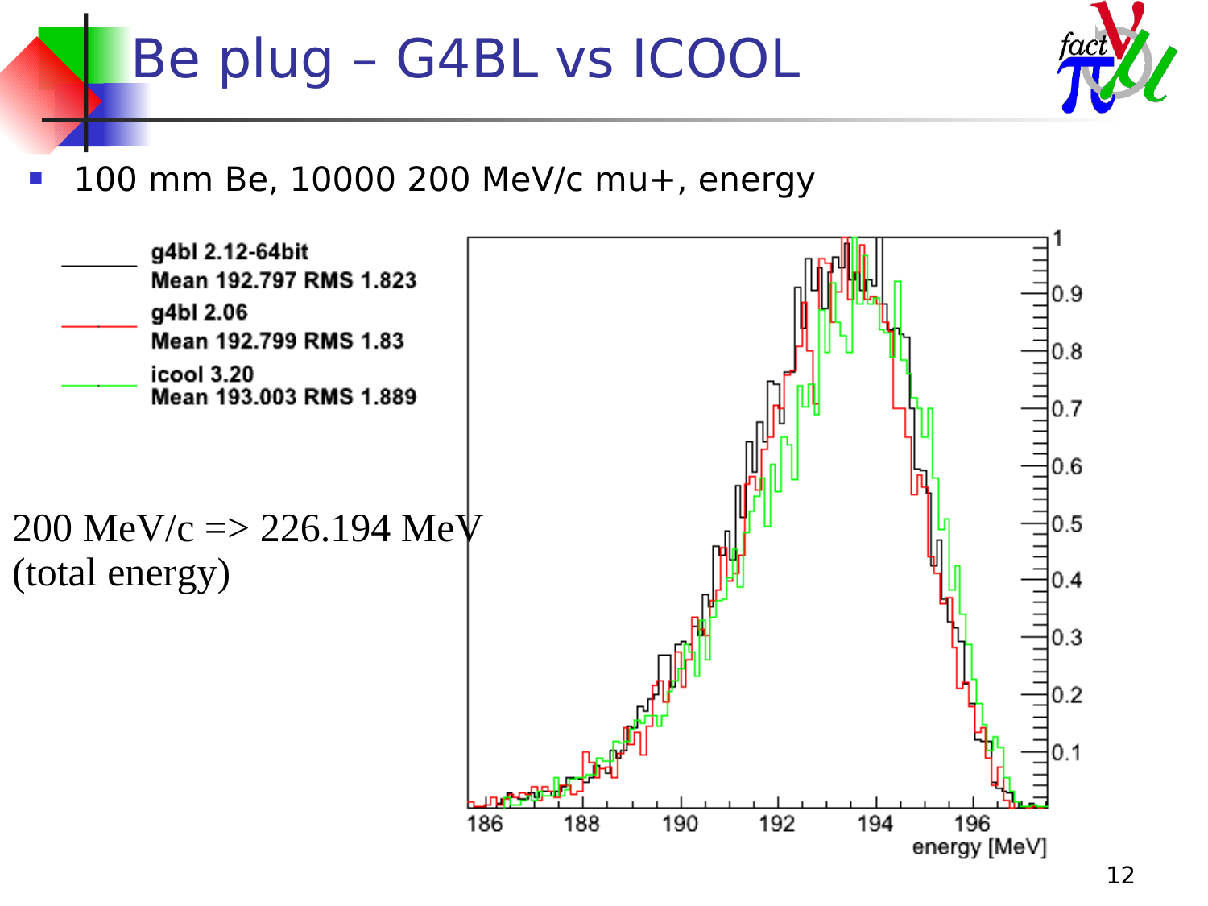# Be plug – G4BL vs ICOOL

- 100 mm Be, 10000 200 MeV/c mu+, energy

| | |
|---|---|
| g4bl 2.12-64bit | Mean 192.797 RMS 1.823 |
| g4bl 2.06 | Mean 192.799 RMS 1.83 |
| icool 3.20 | Mean 193.003 RMS 1.889 |

200 MeV/c => 226.194 MeV (total energy)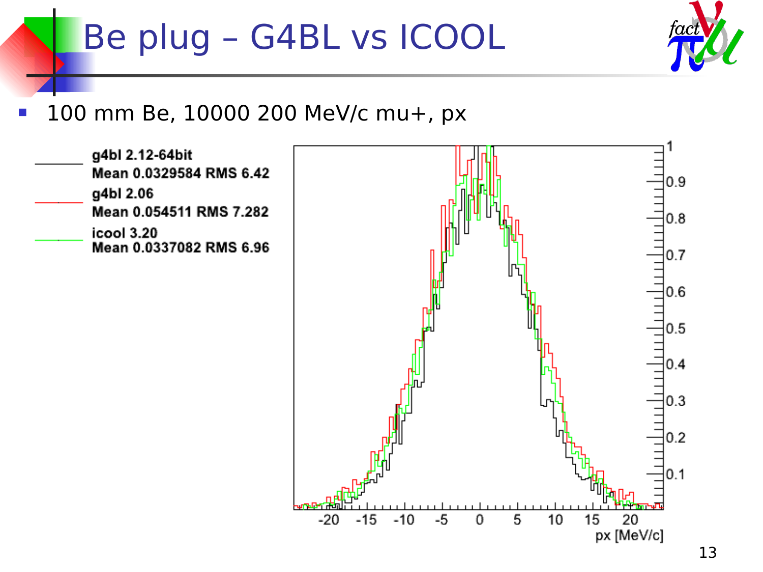# Be plug – G4BL vs ICOOL

- 100 mm Be, 10000 200 MeV/c mu+, px

g4bl 2.12-64bit
Mean 0.0329584 RMS 6.42
g4bl 2.06
Mean 0.054511 RMS 7.282
icool 3.20
Mean 0.0337082 RMS 6.96

px [MeV/c]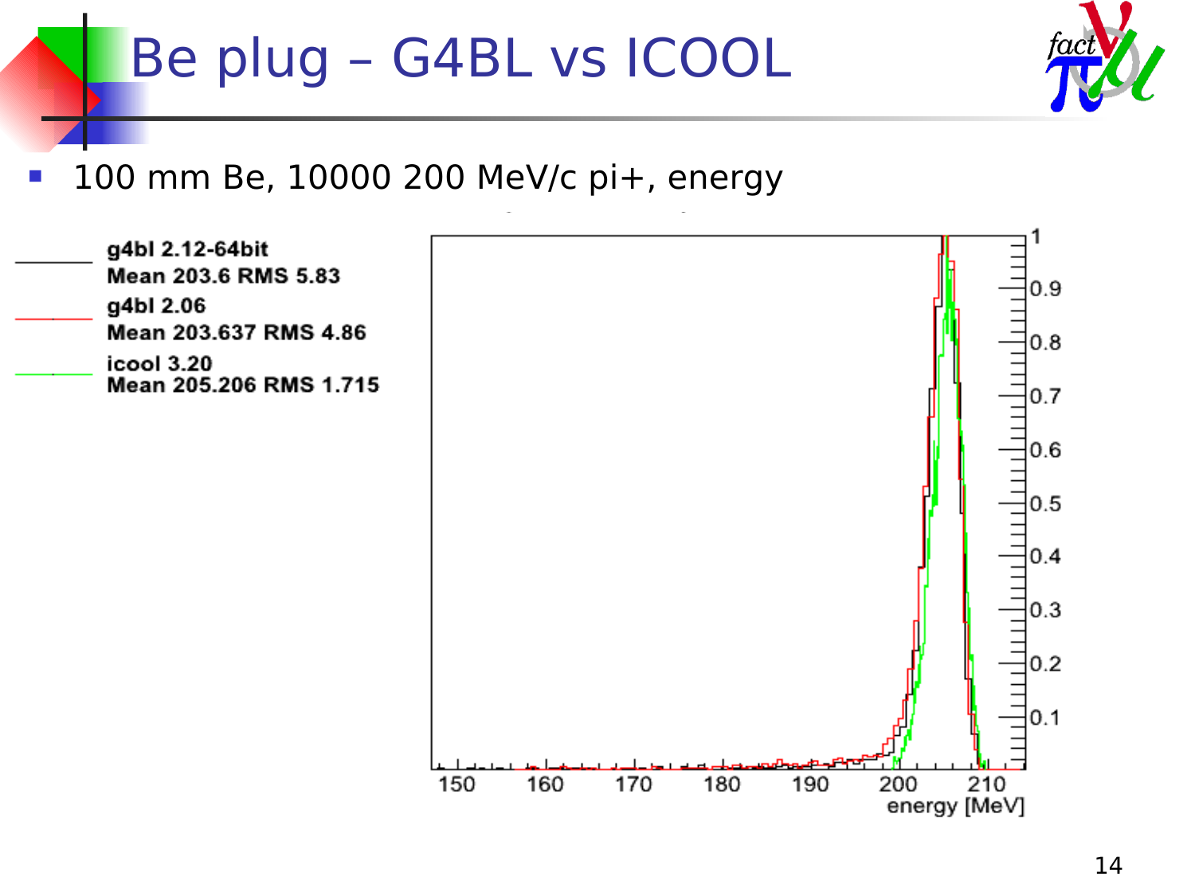# Be plug – G4BL vs ICOOL

- 100 mm Be, 10000 200 MeV/c pi+, energy

g4bl 2.12-64bit
Mean 203.6 RMS 5.83

g4bl 2.06
Mean 203.637 RMS 4.86

icool 3.20
Mean 205.206 RMS 1.715

energy [MeV]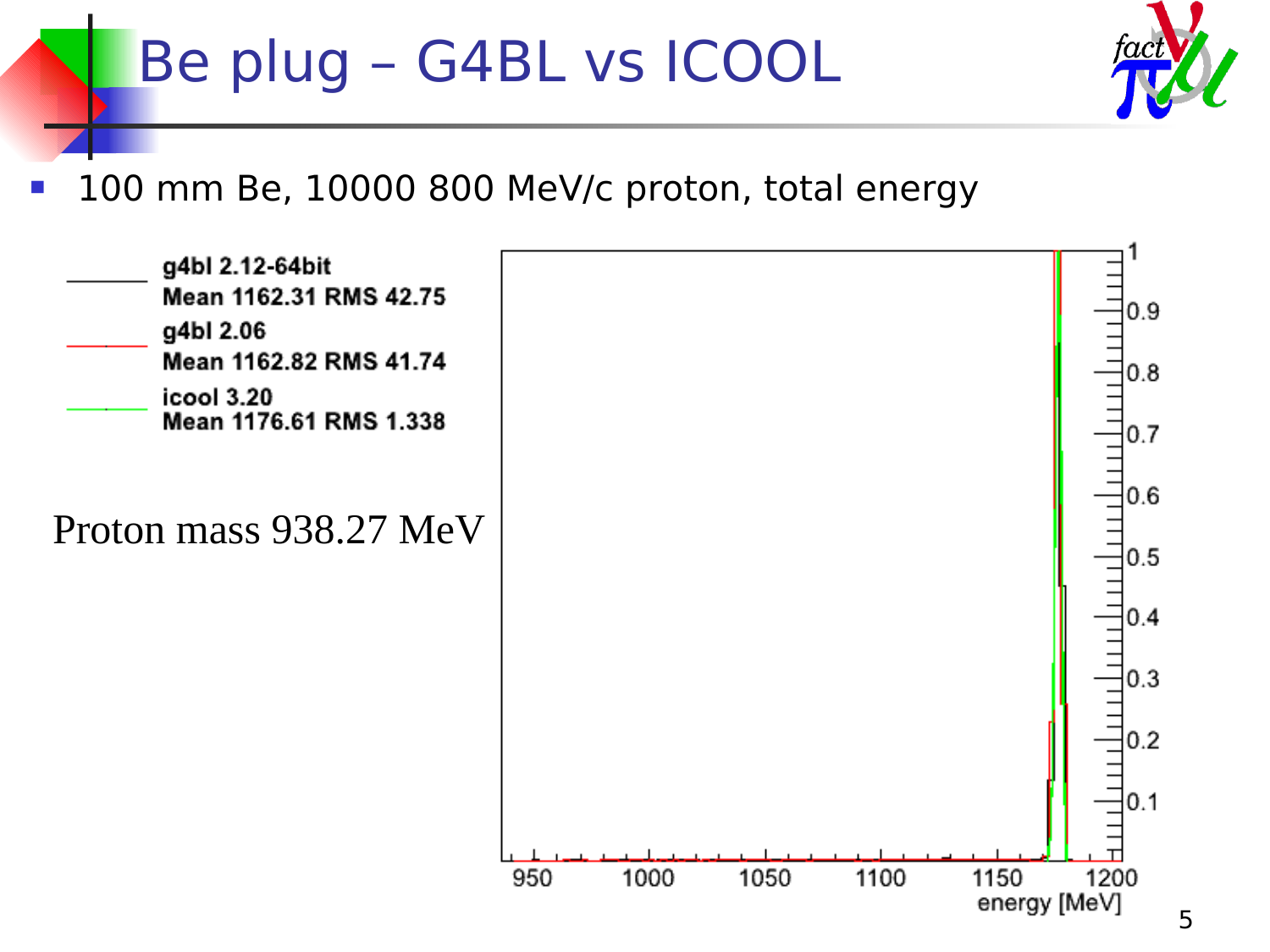# Be plug – G4BL vs ICOOL

- 100 mm Be, 10000 800 MeV/c proton, total energy

g4bl 2.12-64bit
Mean 1162.31 RMS 42.75

g4bl 2.06
Mean 1162.82 RMS 41.74

icool 3.20
Mean 1176.61 RMS 1.338

Proton mass 938.27 MeV

energy [MeV]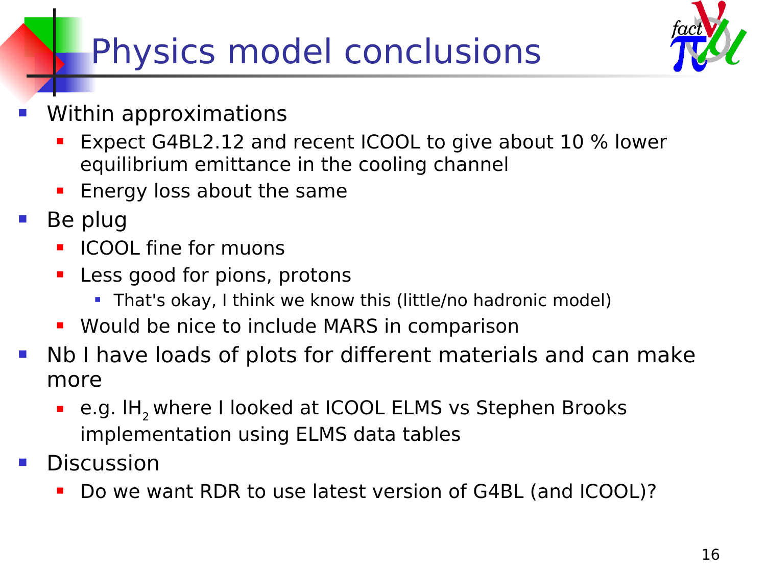# Physics model conclusions

- Within approximations
  - Expect G4BL2.12 and recent ICOOL to give about 10 % lower equilibrium emittance in the cooling channel
  - Energy loss about the same
- Be plug
  - ICOOL fine for muons
  - Less good for pions, protons
    - That's okay, I think we know this (little/no hadronic model)
  - Would be nice to include MARS in comparison
- Nb I have loads of plots for different materials and can make more
  - e.g. $lH_2$ where I looked at ICOOL ELMS vs Stephen Brooks implementation using ELMS data tables
- Discussion
  - Do we want RDR to use latest version of G4BL (and ICOOL)?